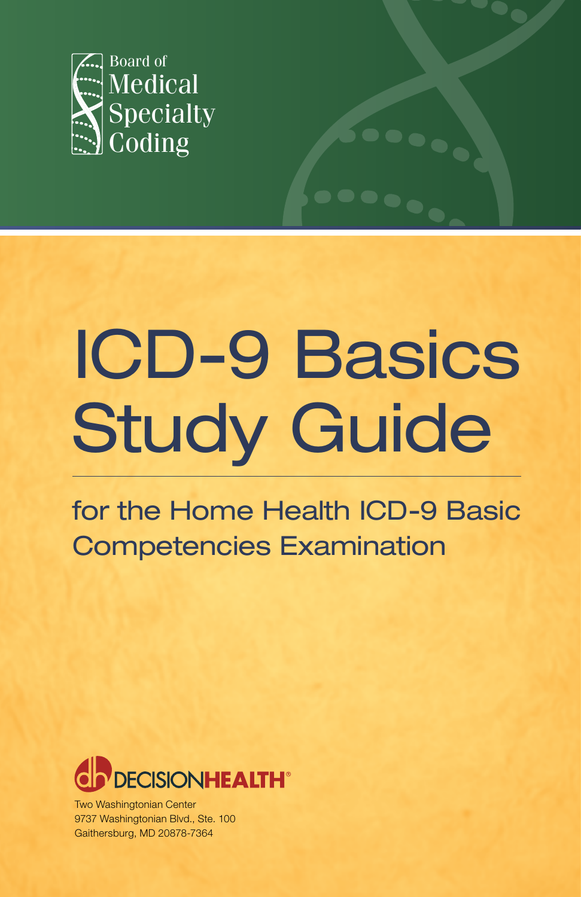Board of
Medical
Specialty
Coding

# ICD-9 Basics Study Guide

## for the Home Health ICD-9 Basic Competencies Examination

DECISIONHEALTH®

Two Washingtonian Center
9737 Washingtonian Blvd., Ste. 100
Gaithersburg, MD 20878-7364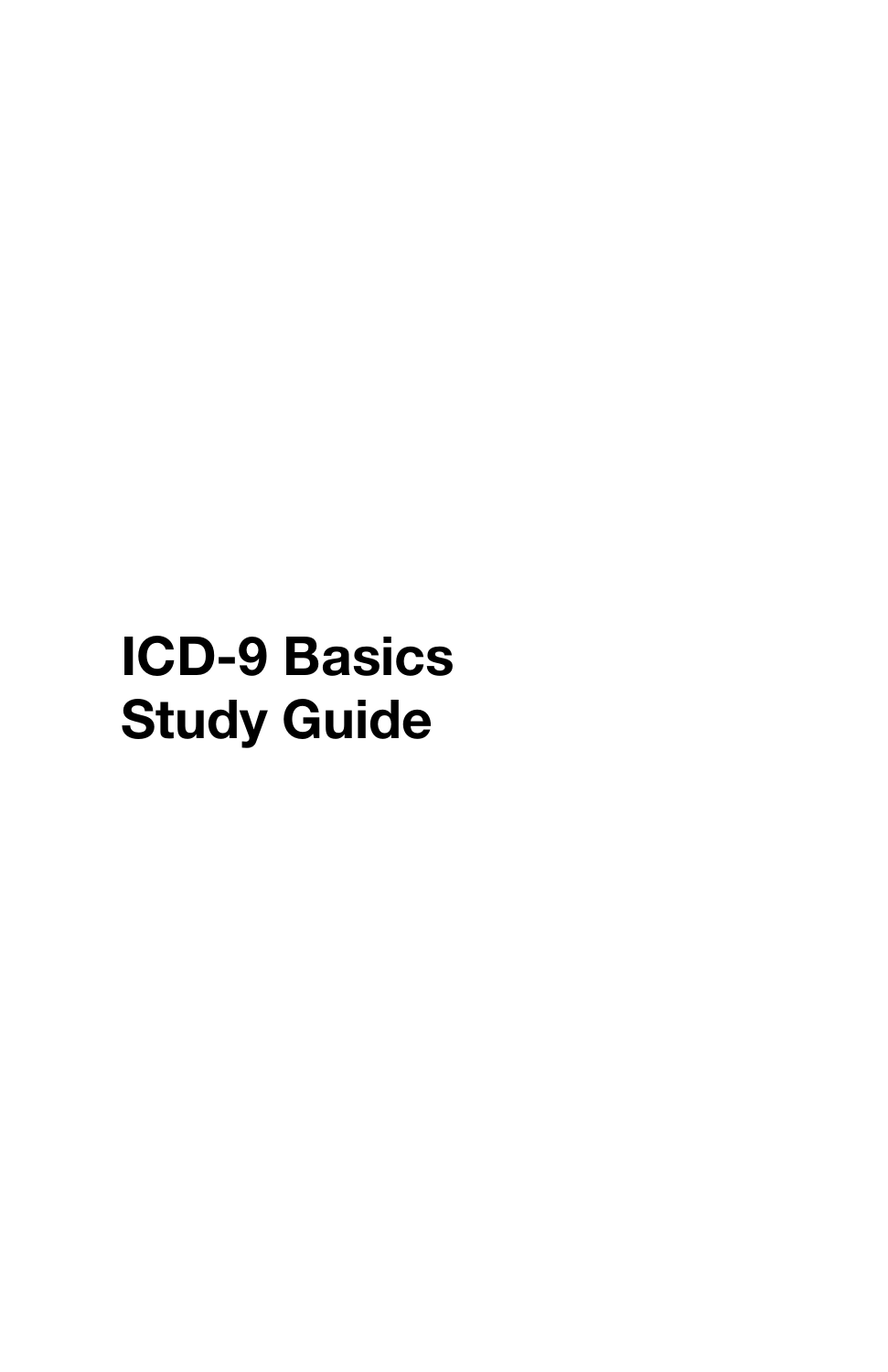# ICD-9 Basics Study Guide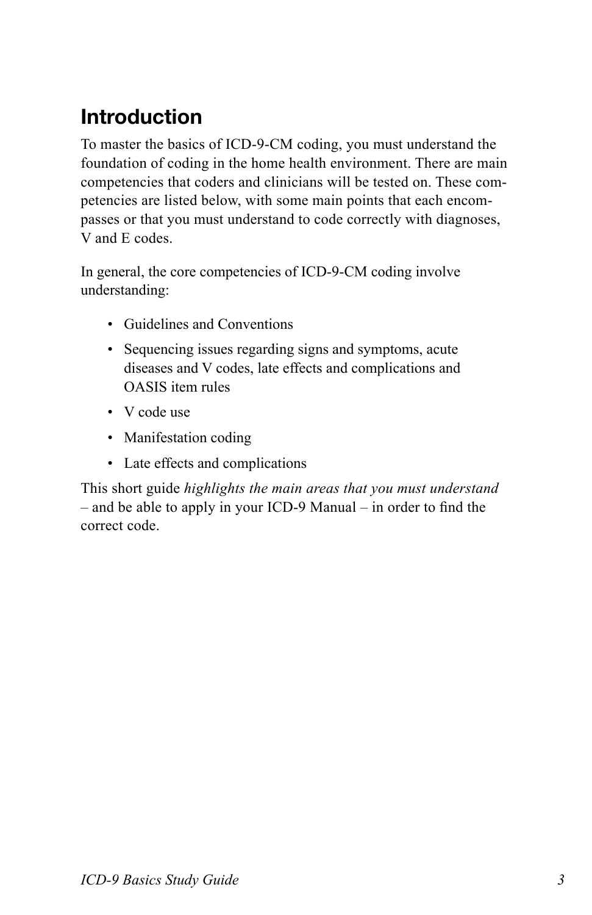# Introduction

To master the basics of ICD-9-CM coding, you must understand the foundation of coding in the home health environment. There are main competencies that coders and clinicians will be tested on. These competencies are listed below, with some main points that each encompasses or that you must understand to code correctly with diagnoses, V and E codes.

In general, the core competencies of ICD-9-CM coding involve understanding:

- Guidelines and Conventions
- Sequencing issues regarding signs and symptoms, acute diseases and V codes, late effects and complications and OASIS item rules
- V code use
- Manifestation coding
- Late effects and complications

This short guide *highlights the main areas that you must understand* – and be able to apply in your ICD-9 Manual – in order to find the correct code.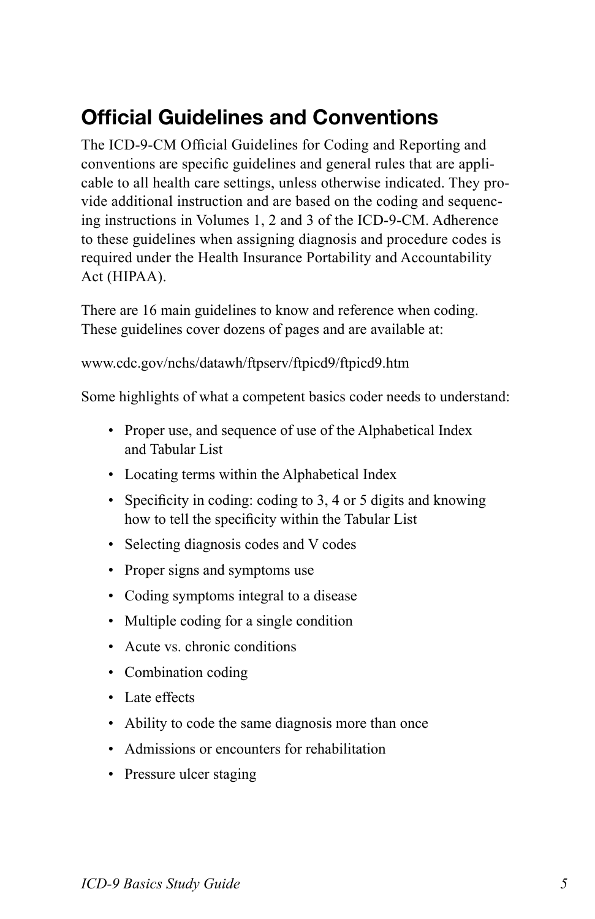## Official Guidelines and Conventions

The ICD-9-CM Official Guidelines for Coding and Reporting and conventions are specific guidelines and general rules that are applicable to all health care settings, unless otherwise indicated. They provide additional instruction and are based on the coding and sequencing instructions in Volumes 1, 2 and 3 of the ICD-9-CM. Adherence to these guidelines when assigning diagnosis and procedure codes is required under the Health Insurance Portability and Accountability Act (HIPAA).

There are 16 main guidelines to know and reference when coding. These guidelines cover dozens of pages and are available at:

www.cdc.gov/nchs/datawh/ftpserv/ftpicd9/ftpicd9.htm

Some highlights of what a competent basics coder needs to understand:

- Proper use, and sequence of use of the Alphabetical Index and Tabular List
- Locating terms within the Alphabetical Index
- Specificity in coding: coding to 3, 4 or 5 digits and knowing how to tell the specificity within the Tabular List
- Selecting diagnosis codes and V codes
- Proper signs and symptoms use
- Coding symptoms integral to a disease
- Multiple coding for a single condition
- Acute vs. chronic conditions
- Combination coding
- Late effects
- Ability to code the same diagnosis more than once
- Admissions or encounters for rehabilitation
- Pressure ulcer staging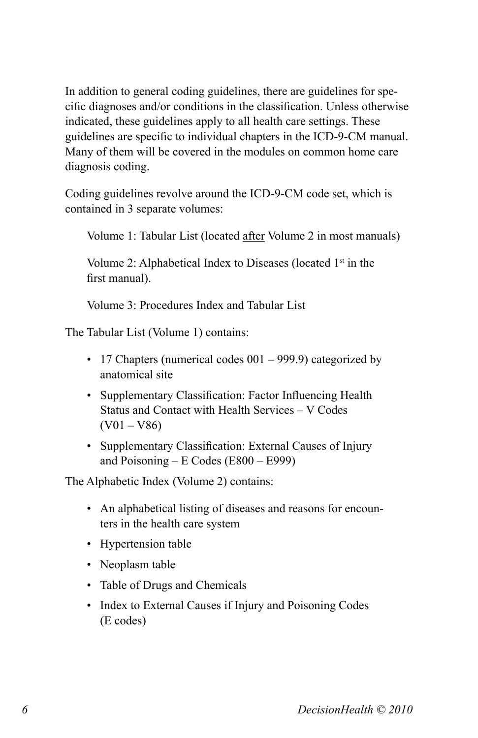In addition to general coding guidelines, there are guidelines for specific diagnoses and/or conditions in the classification. Unless otherwise indicated, these guidelines apply to all health care settings. These guidelines are specific to individual chapters in the ICD-9-CM manual. Many of them will be covered in the modules on common home care diagnosis coding.

Coding guidelines revolve around the ICD-9-CM code set, which is contained in 3 separate volumes:

> Volume 1: Tabular List (located <u>after</u> Volume 2 in most manuals)
>
> Volume 2: Alphabetical Index to Diseases (located 1st in the first manual).
>
> Volume 3: Procedures Index and Tabular List

The Tabular List (Volume 1) contains:

- 17 Chapters (numerical codes 001 – 999.9) categorized by anatomical site
- Supplementary Classification: Factor Influencing Health Status and Contact with Health Services – V Codes (V01 – V86)
- Supplementary Classification: External Causes of Injury and Poisoning – E Codes (E800 – E999)

The Alphabetic Index (Volume 2) contains:

- An alphabetical listing of diseases and reasons for encounters in the health care system
- Hypertension table
- Neoplasm table
- Table of Drugs and Chemicals
- Index to External Causes if Injury and Poisoning Codes (E codes)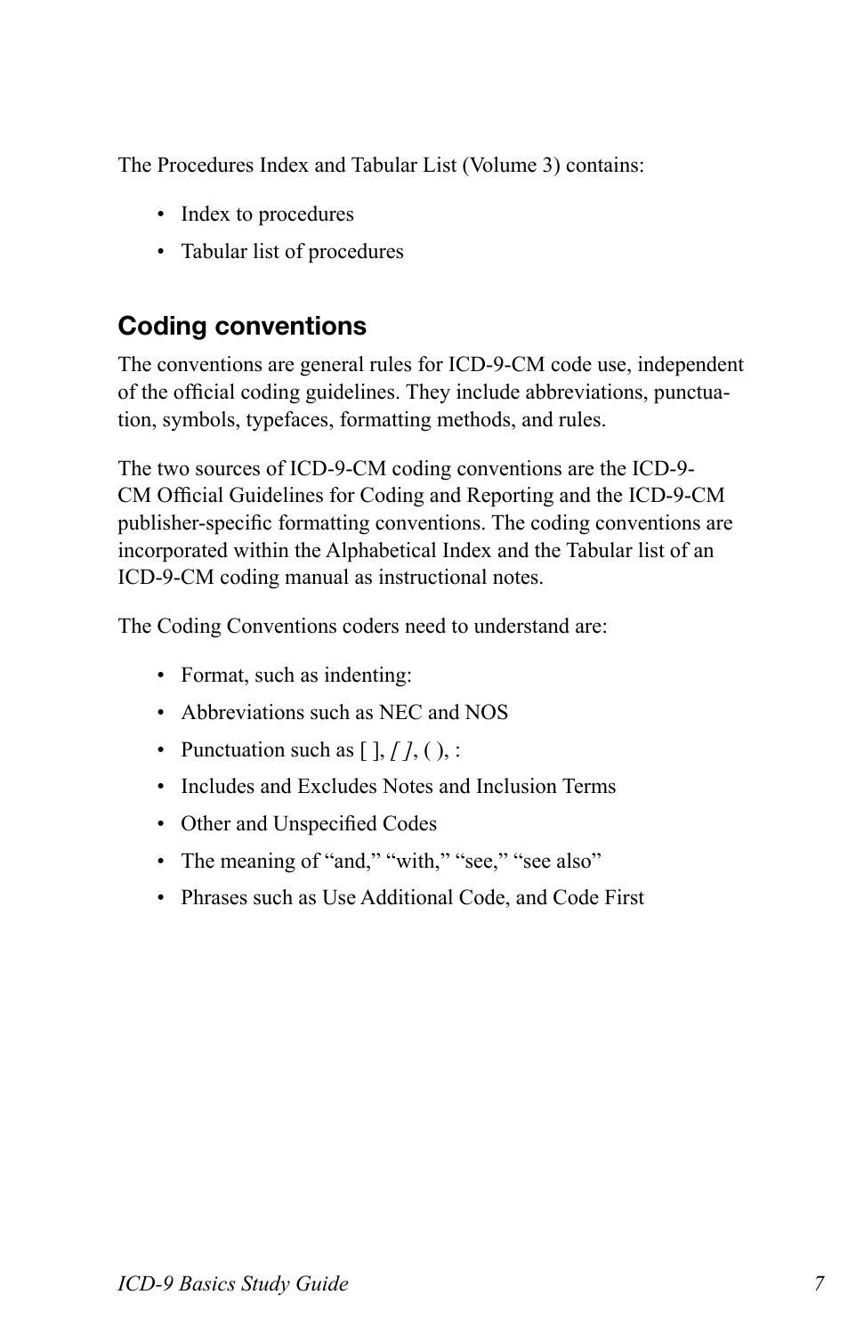The Procedures Index and Tabular List (Volume 3) contains:

- Index to procedures
- Tabular list of procedures

## Coding conventions

The conventions are general rules for ICD-9-CM code use, independent of the official coding guidelines. They include abbreviations, punctuation, symbols, typefaces, formatting methods, and rules.

The two sources of ICD-9-CM coding conventions are the ICD-9-CM Official Guidelines for Coding and Reporting and the ICD-9-CM publisher-specific formatting conventions. The coding conventions are incorporated within the Alphabetical Index and the Tabular list of an ICD-9-CM coding manual as instructional notes.

The Coding Conventions coders need to understand are:

- Format, such as indenting:
- Abbreviations such as NEC and NOS
- Punctuation such as [ ], *[ ]*, ( ), :
- Includes and Excludes Notes and Inclusion Terms
- Other and Unspecified Codes
- The meaning of “and,” “with,” “see,” “see also”
- Phrases such as Use Additional Code, and Code First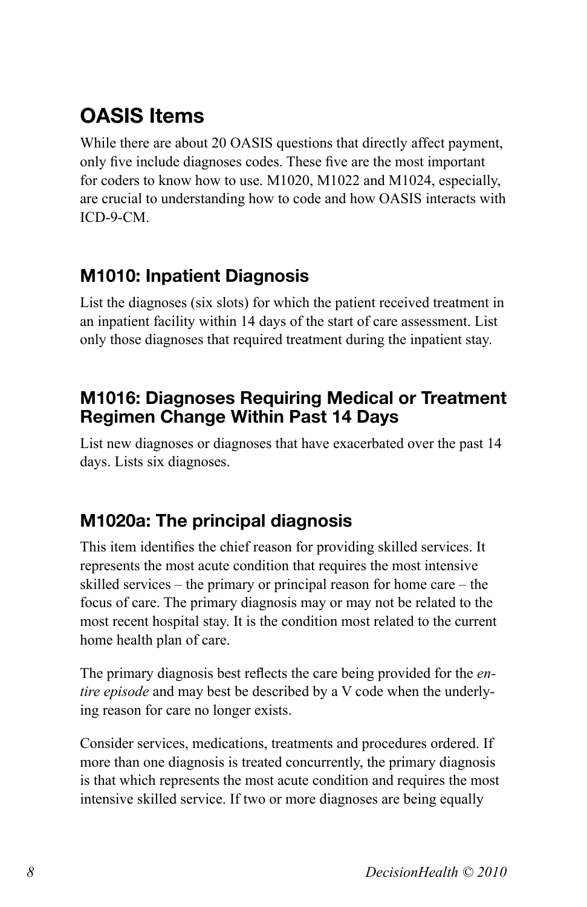## OASIS Items

While there are about 20 OASIS questions that directly affect payment, only five include diagnoses codes. These five are the most important for coders to know how to use. M1020, M1022 and M1024, especially, are crucial to understanding how to code and how OASIS interacts with ICD-9-CM.

### M1010: Inpatient Diagnosis

List the diagnoses (six slots) for which the patient received treatment in an inpatient facility within 14 days of the start of care assessment. List only those diagnoses that required treatment during the inpatient stay.

### M1016: Diagnoses Requiring Medical or Treatment Regimen Change Within Past 14 Days

List new diagnoses or diagnoses that have exacerbated over the past 14 days. Lists six diagnoses.

### M1020a: The principal diagnosis

This item identifies the chief reason for providing skilled services. It represents the most acute condition that requires the most intensive skilled services – the primary or principal reason for home care – the focus of care. The primary diagnosis may or may not be related to the most recent hospital stay. It is the condition most related to the current home health plan of care.

The primary diagnosis best reflects the care being provided for the *entire episode* and may best be described by a V code when the underlying reason for care no longer exists.

Consider services, medications, treatments and procedures ordered. If more than one diagnosis is treated concurrently, the primary diagnosis is that which represents the most acute condition and requires the most intensive skilled service. If two or more diagnoses are being equally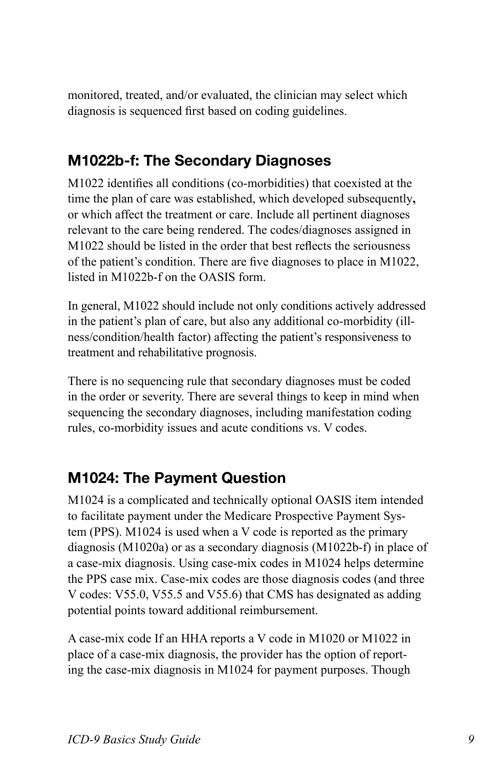monitored, treated, and/or evaluated, the clinician may select which diagnosis is sequenced first based on coding guidelines.

## M1022b-f: The Secondary Diagnoses

M1022 identifies all conditions (co-morbidities) that coexisted at the time the plan of care was established, which developed subsequently**,** or which affect the treatment or care. Include all pertinent diagnoses relevant to the care being rendered. The codes/diagnoses assigned in M1022 should be listed in the order that best reflects the seriousness of the patient's condition. There are five diagnoses to place in M1022, listed in M1022b-f on the OASIS form.

In general, M1022 should include not only conditions actively addressed in the patient's plan of care, but also any additional co-morbidity (illness/condition/health factor) affecting the patient's responsiveness to treatment and rehabilitative prognosis.

There is no sequencing rule that secondary diagnoses must be coded in the order or severity. There are several things to keep in mind when sequencing the secondary diagnoses, including manifestation coding rules, co-morbidity issues and acute conditions vs. V codes.

## M1024: The Payment Question

M1024 is a complicated and technically optional OASIS item intended to facilitate payment under the Medicare Prospective Payment System (PPS). M1024 is used when a V code is reported as the primary diagnosis (M1020a) or as a secondary diagnosis (M1022b-f) in place of a case-mix diagnosis. Using case-mix codes in M1024 helps determine the PPS case mix. Case-mix codes are those diagnosis codes (and three V codes: V55.0, V55.5 and V55.6) that CMS has designated as adding potential points toward additional reimbursement.

A case-mix code If an HHA reports a V code in M1020 or M1022 in place of a case-mix diagnosis, the provider has the option of reporting the case-mix diagnosis in M1024 for payment purposes. Though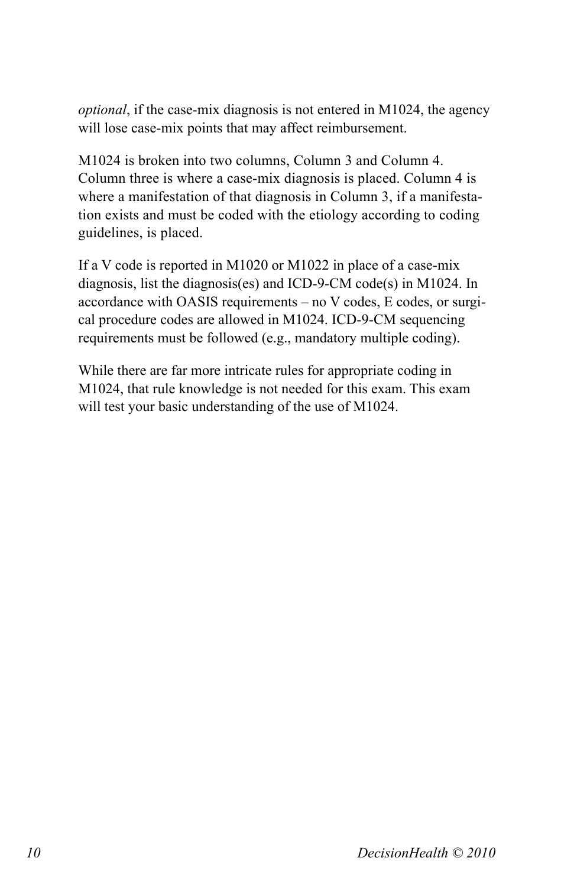*optional*, if the case-mix diagnosis is not entered in M1024, the agency will lose case-mix points that may affect reimbursement.

M1024 is broken into two columns, Column 3 and Column 4. Column three is where a case-mix diagnosis is placed. Column 4 is where a manifestation of that diagnosis in Column 3, if a manifestation exists and must be coded with the etiology according to coding guidelines, is placed.

If a V code is reported in M1020 or M1022 in place of a case-mix diagnosis, list the diagnosis(es) and ICD-9-CM code(s) in M1024. In accordance with OASIS requirements – no V codes, E codes, or surgical procedure codes are allowed in M1024. ICD-9-CM sequencing requirements must be followed (e.g., mandatory multiple coding).

While there are far more intricate rules for appropriate coding in M1024, that rule knowledge is not needed for this exam. This exam will test your basic understanding of the use of M1024.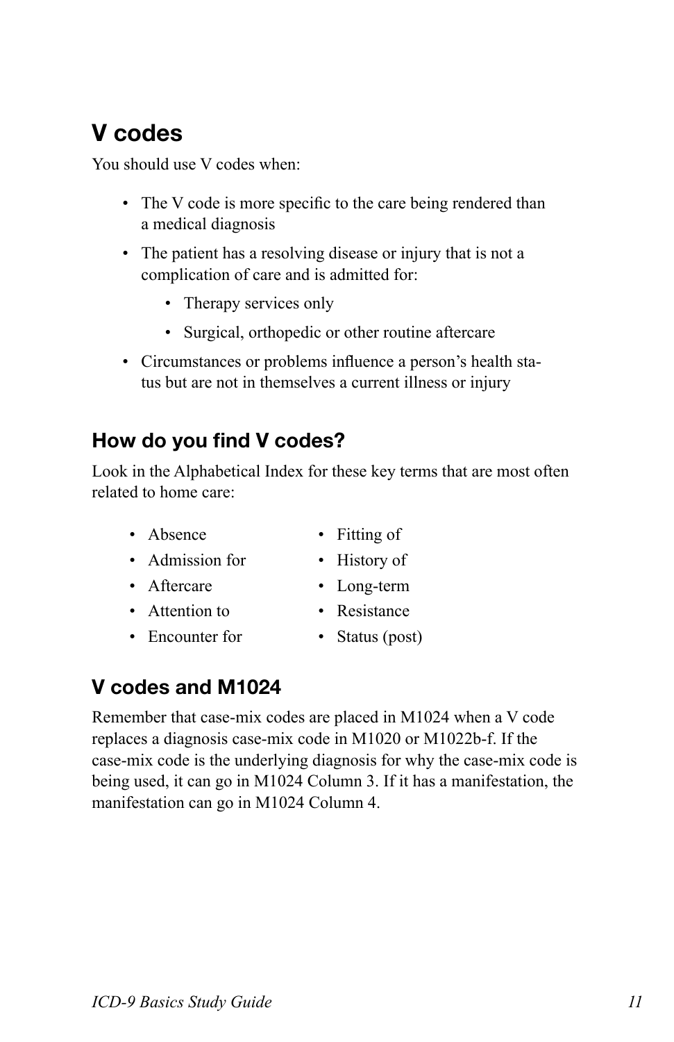# V codes

You should use V codes when:

- The V code is more specific to the care being rendered than a medical diagnosis
- The patient has a resolving disease or injury that is not a complication of care and is admitted for:
  - Therapy services only
  - Surgical, orthopedic or other routine aftercare
- Circumstances or problems influence a person's health status but are not in themselves a current illness or injury

## How do you find V codes?

Look in the Alphabetical Index for these key terms that are most often related to home care:

- Absence
- Admission for
- Aftercare
- Attention to
- Encounter for
- Fitting of
- History of
- Long-term
- Resistance
- Status (post)

## V codes and M1024

Remember that case-mix codes are placed in M1024 when a V code replaces a diagnosis case-mix code in M1020 or M1022b-f. If the case-mix code is the underlying diagnosis for why the case-mix code is being used, it can go in M1024 Column 3. If it has a manifestation, the manifestation can go in M1024 Column 4.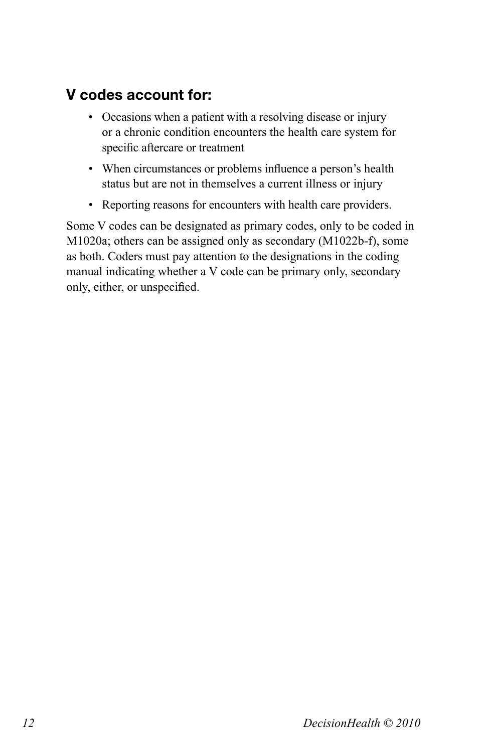## V codes account for:

- Occasions when a patient with a resolving disease or injury or a chronic condition encounters the health care system for specific aftercare or treatment
- When circumstances or problems influence a person's health status but are not in themselves a current illness or injury
- Reporting reasons for encounters with health care providers.

Some V codes can be designated as primary codes, only to be coded in M1020a; others can be assigned only as secondary (M1022b-f), some as both. Coders must pay attention to the designations in the coding manual indicating whether a V code can be primary only, secondary only, either, or unspecified.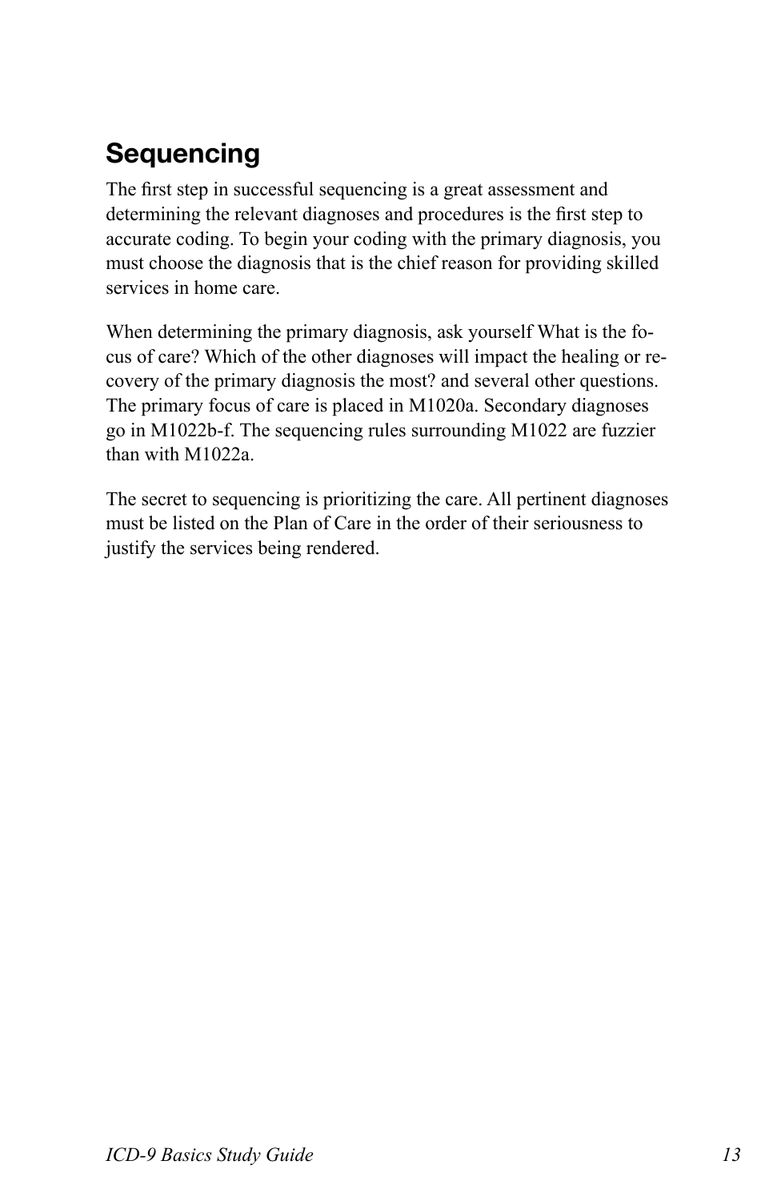## Sequencing

The first step in successful sequencing is a great assessment and determining the relevant diagnoses and procedures is the first step to accurate coding. To begin your coding with the primary diagnosis, you must choose the diagnosis that is the chief reason for providing skilled services in home care.

When determining the primary diagnosis, ask yourself What is the focus of care? Which of the other diagnoses will impact the healing or recovery of the primary diagnosis the most? and several other questions. The primary focus of care is placed in M1020a. Secondary diagnoses go in M1022b-f. The sequencing rules surrounding M1022 are fuzzier than with M1022a.

The secret to sequencing is prioritizing the care. All pertinent diagnoses must be listed on the Plan of Care in the order of their seriousness to justify the services being rendered.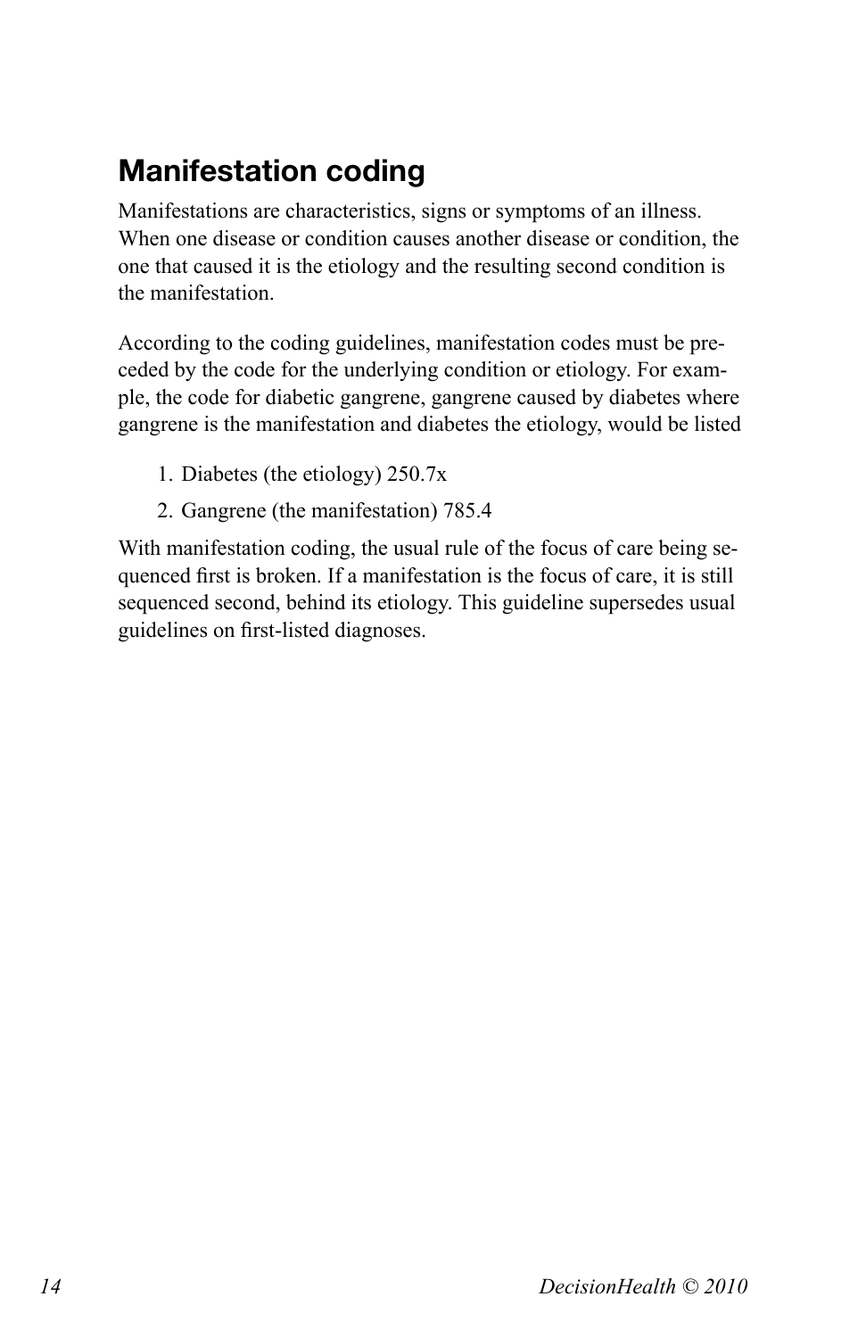## Manifestation coding

Manifestations are characteristics, signs or symptoms of an illness. When one disease or condition causes another disease or condition, the one that caused it is the etiology and the resulting second condition is the manifestation.

According to the coding guidelines, manifestation codes must be preceded by the code for the underlying condition or etiology. For example, the code for diabetic gangrene, gangrene caused by diabetes where gangrene is the manifestation and diabetes the etiology, would be listed

1. Diabetes (the etiology) 250.7x
2. Gangrene (the manifestation) 785.4

With manifestation coding, the usual rule of the focus of care being sequenced first is broken. If a manifestation is the focus of care, it is still sequenced second, behind its etiology. This guideline supersedes usual guidelines on first-listed diagnoses.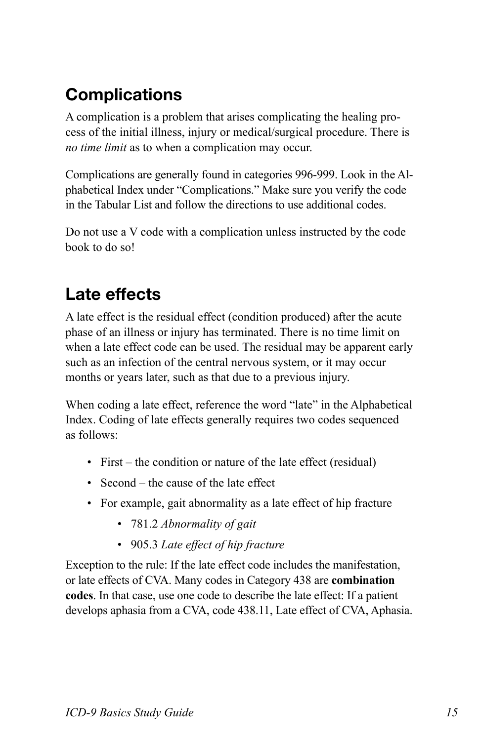## Complications

A complication is a problem that arises complicating the healing process of the initial illness, injury or medical/surgical procedure. There is *no time limit* as to when a complication may occur.

Complications are generally found in categories 996-999. Look in the Alphabetical Index under "Complications." Make sure you verify the code in the Tabular List and follow the directions to use additional codes.

Do not use a V code with a complication unless instructed by the code book to do so!

## Late effects

A late effect is the residual effect (condition produced) after the acute phase of an illness or injury has terminated. There is no time limit on when a late effect code can be used. The residual may be apparent early such as an infection of the central nervous system, or it may occur months or years later, such as that due to a previous injury.

When coding a late effect, reference the word "late" in the Alphabetical Index. Coding of late effects generally requires two codes sequenced as follows:

- First – the condition or nature of the late effect (residual)
- Second – the cause of the late effect
- For example, gait abnormality as a late effect of hip fracture
    - 781.2 *Abnormality of gait*
    - 905.3 *Late effect of hip fracture*

Exception to the rule: If the late effect code includes the manifestation, or late effects of CVA. Many codes in Category 438 are **combination codes**. In that case, use one code to describe the late effect: If a patient develops aphasia from a CVA, code 438.11, Late effect of CVA, Aphasia.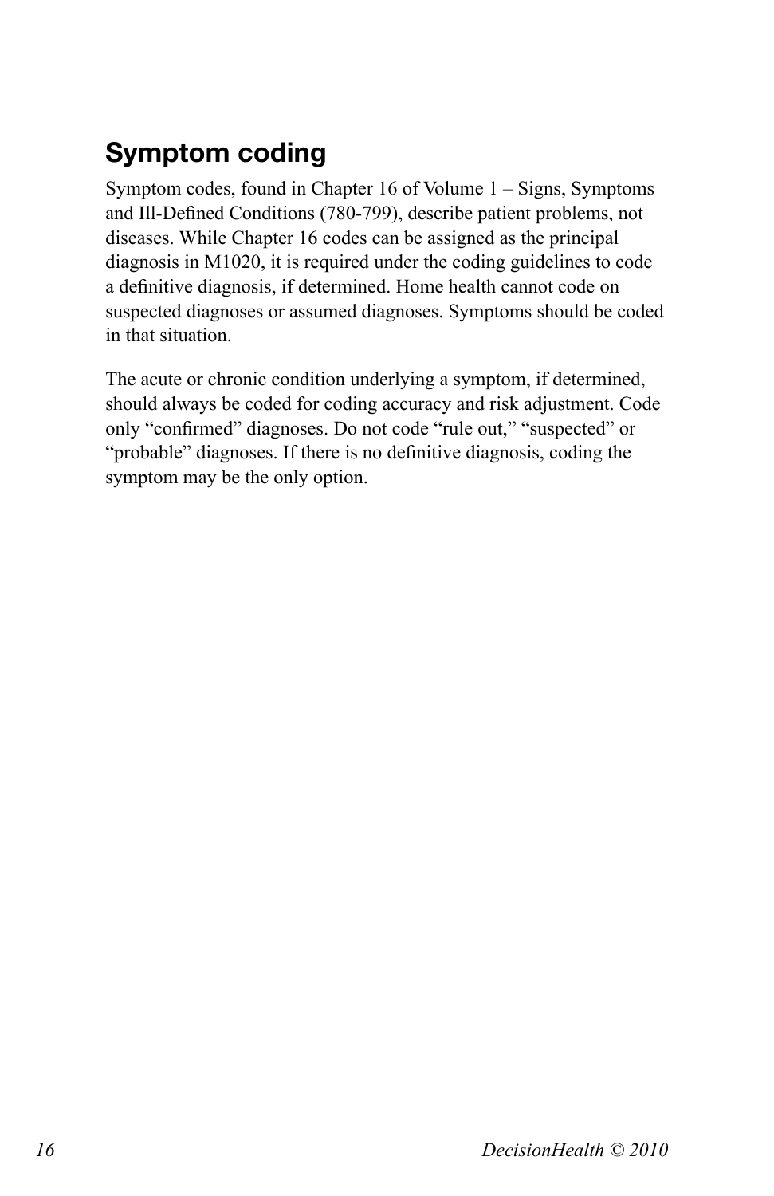## Symptom coding

Symptom codes, found in Chapter 16 of Volume 1 – Signs, Symptoms and Ill-Defined Conditions (780-799), describe patient problems, not diseases. While Chapter 16 codes can be assigned as the principal diagnosis in M1020, it is required under the coding guidelines to code a definitive diagnosis, if determined. Home health cannot code on suspected diagnoses or assumed diagnoses. Symptoms should be coded in that situation.

The acute or chronic condition underlying a symptom, if determined, should always be coded for coding accuracy and risk adjustment. Code only "confirmed" diagnoses. Do not code "rule out," "suspected" or "probable" diagnoses. If there is no definitive diagnosis, coding the symptom may be the only option.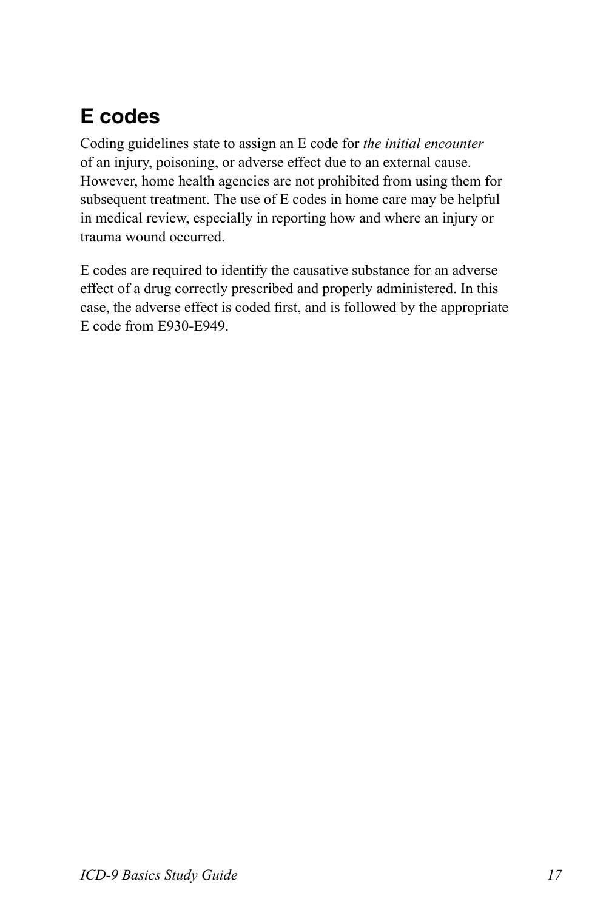## E codes

Coding guidelines state to assign an E code for *the initial encounter* of an injury, poisoning, or adverse effect due to an external cause. However, home health agencies are not prohibited from using them for subsequent treatment. The use of E codes in home care may be helpful in medical review, especially in reporting how and where an injury or trauma wound occurred.

E codes are required to identify the causative substance for an adverse effect of a drug correctly prescribed and properly administered. In this case, the adverse effect is coded first, and is followed by the appropriate E code from E930-E949.